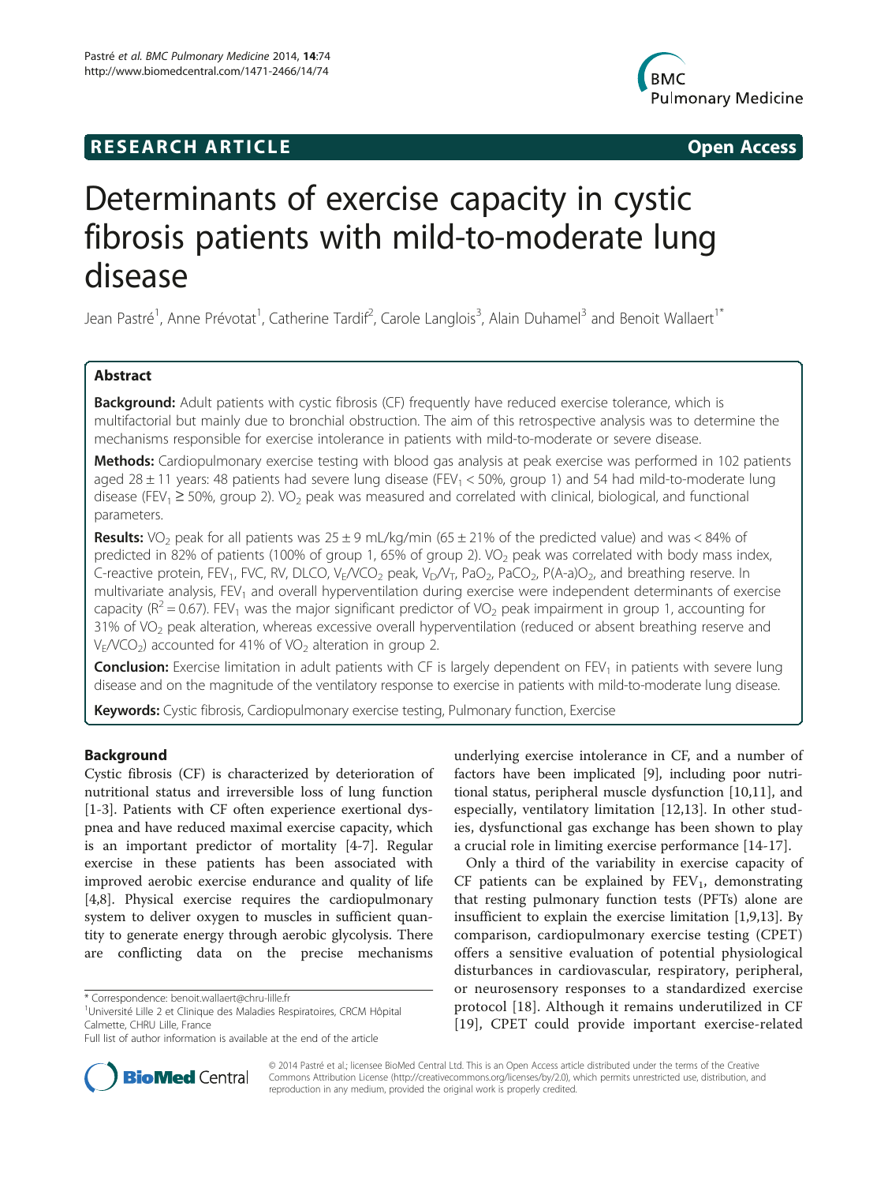**RESEARCH ARTICLE** **Open Access**

# Determinants of exercise capacity in cystic fibrosis patients with mild-to-moderate lung disease

Jean Pastré[1], Anne Prévotat[1], Catherine Tardif[2], Carole Langlois[3], Alain Duhamel[3] and Benoit Wallaert[1*]

## Abstract

**Background:** Adult patients with cystic fibrosis (CF) frequently have reduced exercise tolerance, which is multifactorial but mainly due to bronchial obstruction. The aim of this retrospective analysis was to determine the mechanisms responsible for exercise intolerance in patients with mild-to-moderate or severe disease.

**Methods:** Cardiopulmonary exercise testing with blood gas analysis at peak exercise was performed in 102 patients aged 28 ± 11 years: 48 patients had severe lung disease ($FEV_1$ < 50%, group 1) and 54 had mild-to-moderate lung disease ($FEV_1$ ≥ 50%, group 2). $VO_2$ peak was measured and correlated with clinical, biological, and functional parameters.

**Results:** $VO_2$ peak for all patients was 25 ± 9 mL/kg/min (65 ± 21% of the predicted value) and was < 84% of predicted in 82% of patients (100% of group 1, 65% of group 2). $VO_2$ peak was correlated with body mass index, C-reactive protein, $FEV_1$, FVC, RV, DLCO, $V_E/VCO_2$ peak, $V_D/V_T$, $PaO_2$, $PaCO_2$, $P(A\text{-}a)O_2$, and breathing reserve. In multivariate analysis, $FEV_1$ and overall hyperventilation during exercise were independent determinants of exercise capacity ($R^2 = 0.67$). $FEV_1$ was the major significant predictor of $VO_2$ peak impairment in group 1, accounting for 31% of $VO_2$ peak alteration, whereas excessive overall hyperventilation (reduced or absent breathing reserve and $V_E/VCO_2$) accounted for 41% of $VO_2$ alteration in group 2.

**Conclusion:** Exercise limitation in adult patients with CF is largely dependent on $FEV_1$ in patients with severe lung disease and on the magnitude of the ventilatory response to exercise in patients with mild-to-moderate lung disease.

**Keywords:** Cystic fibrosis, Cardiopulmonary exercise testing, Pulmonary function, Exercise

## Background

Cystic fibrosis (CF) is characterized by deterioration of nutritional status and irreversible loss of lung function [1-3]. Patients with CF often experience exertional dyspnea and have reduced maximal exercise capacity, which is an important predictor of mortality [4-7]. Regular exercise in these patients has been associated with improved aerobic exercise endurance and quality of life [4,8]. Physical exercise requires the cardiopulmonary system to deliver oxygen to muscles in sufficient quantity to generate energy through aerobic glycolysis. There are conflicting data on the precise mechanisms underlying exercise intolerance in CF, and a number of factors have been implicated [9], including poor nutritional status, peripheral muscle dysfunction [10,11], and especially, ventilatory limitation [12,13]. In other studies, dysfunctional gas exchange has been shown to play a crucial role in limiting exercise performance [14-17].

Only a third of the variability in exercise capacity of CF patients can be explained by $FEV_1$, demonstrating that resting pulmonary function tests (PFTs) alone are insufficient to explain the exercise limitation [1,9,13]. By comparison, cardiopulmonary exercise testing (CPET) offers a sensitive evaluation of potential physiological disturbances in cardiovascular, respiratory, peripheral, or neurosensory responses to a standardized exercise protocol [18]. Although it remains underutilized in CF [19], CPET could provide important exercise-related

\* Correspondence: benoit.wallaert@chru-lille.fr
[1]Université Lille 2 et Clinique des Maladies Respiratoires, CRCM Hôpital Calmette, CHRU Lille, France
Full list of author information is available at the end of the article

© 2014 Pastré et al.; licensee BioMed Central Ltd. This is an Open Access article distributed under the terms of the Creative Commons Attribution License (http://creativecommons.org/licenses/by/2.0), which permits unrestricted use, distribution, and reproduction in any medium, provided the original work is properly credited.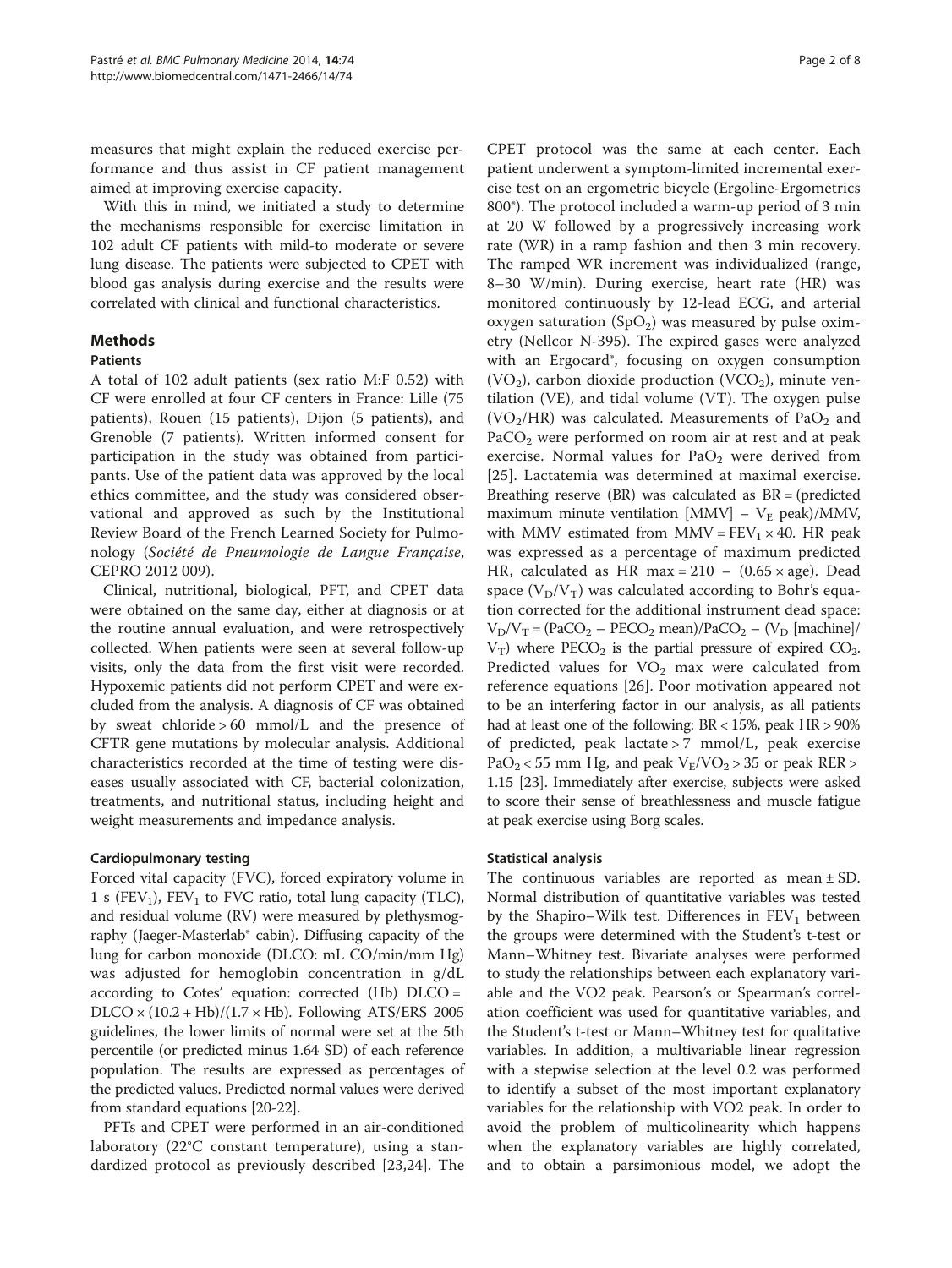measures that might explain the reduced exercise performance and thus assist in CF patient management aimed at improving exercise capacity.

With this in mind, we initiated a study to determine the mechanisms responsible for exercise limitation in 102 adult CF patients with mild-to-moderate or severe lung disease. The patients were subjected to CPET with blood gas analysis during exercise and the results were correlated with clinical and functional characteristics.

## Methods

### Patients

A total of 102 adult patients (sex ratio M:F 0.52) with CF were enrolled at four CF centers in France: Lille (75 patients), Rouen (15 patients), Dijon (5 patients), and Grenoble (7 patients). Written informed consent for participation in the study was obtained from participants. Use of the patient data was approved by the local ethics committee, and the study was considered observational and approved as such by the Institutional Review Board of the French Learned Society for Pulmonology (*Société de Pneumologie de Langue Française*, CEPRO 2012 009).

Clinical, nutritional, biological, PFT, and CPET data were obtained on the same day, either at diagnosis or at the routine annual evaluation, and were retrospectively collected. When patients were seen at several follow-up visits, only the data from the first visit were recorded. Hypoxemic patients did not perform CPET and were excluded from the analysis. A diagnosis of CF was obtained by sweat chloride > 60 mmol/L and the presence of CFTR gene mutations by molecular analysis. Additional characteristics recorded at the time of testing were diseases usually associated with CF, bacterial colonization, treatments, and nutritional status, including height and weight measurements and impedance analysis.

### Cardiopulmonary testing

Forced vital capacity (FVC), forced expiratory volume in 1 s ($FEV_1$), $FEV_1$ to FVC ratio, total lung capacity (TLC), and residual volume (RV) were measured by plethysmography (Jaeger-Masterlab® cabin). Diffusing capacity of the lung for carbon monoxide (DLCO: mL CO/min/mm Hg) was adjusted for hemoglobin concentration in g/dL according to Cotes' equation: corrected (Hb) DLCO = DLCO × (10.2 + Hb)/(1.7 × Hb). Following ATS/ERS 2005 guidelines, the lower limits of normal were set at the 5th percentile (or predicted minus 1.64 SD) of each reference population. The results are expressed as percentages of the predicted values. Predicted normal values were derived from standard equations [20-22].

PFTs and CPET were performed in an air-conditioned laboratory (22°C constant temperature), using a standardized protocol as previously described [23,24]. The CPET protocol was the same at each center. Each patient underwent a symptom-limited incremental exercise test on an ergometric bicycle (Ergoline-Ergometrics 800®). The protocol included a warm-up period of 3 min at 20 W followed by a progressively increasing work rate (WR) in a ramp fashion and then 3 min recovery. The ramped WR increment was individualized (range, 8–30 W/min). During exercise, heart rate (HR) was monitored continuously by 12-lead ECG, and arterial oxygen saturation ($SpO_2$) was measured by pulse oximetry (Nellcor N-395). The expired gases were analyzed with an Ergocard®, focusing on oxygen consumption ($VO_2$), carbon dioxide production ($VCO_2$), minute ventilation (VE), and tidal volume (VT). The oxygen pulse ($VO_2$/HR) was calculated. Measurements of $PaO_2$ and $PaCO_2$ were performed on room air at rest and at peak exercise. Normal values for $PaO_2$ were derived from [25]. Lactatemia was determined at maximal exercise. Breathing reserve (BR) was calculated as BR = (predicted maximum minute ventilation [MMV] − $V_E$ peak)/MMV, with MMV estimated from MMV = $FEV_1$ × 40. HR peak was expressed as a percentage of maximum predicted HR, calculated as HR max = 210 − (0.65 × age). Dead space ($V_D/V_T$) was calculated according to Bohr's equation corrected for the additional instrument dead space: $V_D/V_T = (PaCO_2 - PECO_2 \text{ mean})/PaCO_2 - (V_D \text{ [machine]}/V_T)$ where $PECO_2$ is the partial pressure of expired $CO_2$. Predicted values for $VO_2$ max were calculated from reference equations [26]. Poor motivation appeared not to be an interfering factor in our analysis, as all patients had at least one of the following: BR < 15%, peak HR > 90% of predicted, peak lactate > 7 mmol/L, peak exercise $PaO_2$ < 55 mm Hg, and peak $V_E/VO_2$ > 35 or peak RER > 1.15 [23]. Immediately after exercise, subjects were asked to score their sense of breathlessness and muscle fatigue at peak exercise using Borg scales.

### Statistical analysis

The continuous variables are reported as mean ± SD. Normal distribution of quantitative variables was tested by the Shapiro–Wilk test. Differences in $FEV_1$ between the groups were determined with the Student's t-test or Mann–Whitney test. Bivariate analyses were performed to study the relationships between each explanatory variable and the VO2 peak. Pearson's or Spearman's correlation coefficient was used for quantitative variables, and the Student's t-test or Mann–Whitney test for qualitative variables. In addition, a multivariable linear regression with a stepwise selection at the level 0.2 was performed to identify a subset of the most important explanatory variables for the relationship with VO2 peak. In order to avoid the problem of multicolinearity which happens when the explanatory variables are highly correlated, and to obtain a parsimonious model, we adopt the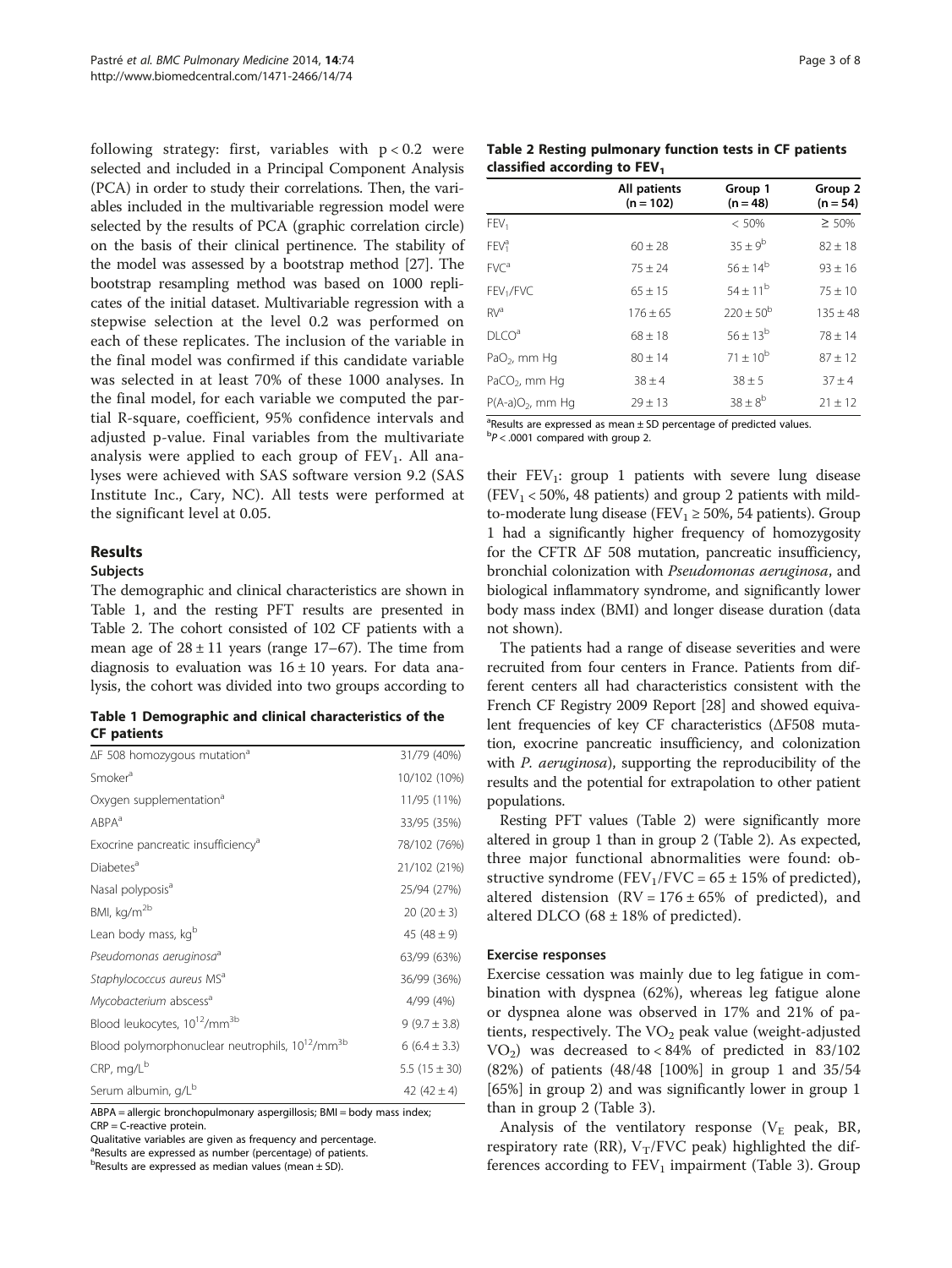following strategy: first, variables with $p < 0.2$ were selected and included in a Principal Component Analysis (PCA) in order to study their correlations. Then, the variables included in the multivariable regression model were selected by the results of PCA (graphic correlation circle) on the basis of their clinical pertinence. The stability of the model was assessed by a bootstrap method [27]. The bootstrap resampling method was based on 1000 replicates of the initial dataset. Multivariable regression with a stepwise selection at the level 0.2 was performed on each of these replicates. The inclusion of the variable in the final model was confirmed if this candidate variable was selected in at least 70% of these 1000 analyses. In the final model, for each variable we computed the partial R-square, coefficient, 95% confidence intervals and adjusted p-value. Final variables from the multivariate analysis were applied to each group of $FEV_1$. All analyses were achieved with SAS software version 9.2 (SAS Institute Inc., Cary, NC). All tests were performed at the significant level at 0.05.

## Results

### Subjects

The demographic and clinical characteristics are shown in Table 1, and the resting PFT results are presented in Table 2. The cohort consisted of 102 CF patients with a mean age of $28 \pm 11$ years (range 17–67). The time from diagnosis to evaluation was $16 \pm 10$ years. For data analysis, the cohort was divided into two groups according to their $FEV_1$: group 1 patients with severe lung disease ($FEV_1 < 50\%$, 48 patients) and group 2 patients with mild-to-moderate lung disease ($FEV_1 \geq 50\%$, 54 patients). Group 1 had a significantly higher frequency of homozygosity for the CFTR ΔF 508 mutation, pancreatic insufficiency, bronchial colonization with *Pseudomonas aeruginosa*, and biological inflammatory syndrome, and significantly lower body mass index (BMI) and longer disease duration (data not shown).

**Table 1 Demographic and clinical characteristics of the CF patients**

| | |
|---|---|
| ΔF 508 homozygous mutation[a] | 31/79 (40%) |
| Smoker[a] | 10/102 (10%) |
| Oxygen supplementation[a] | 11/95 (11%) |
| ABPA[a] | 33/95 (35%) |
| Exocrine pancreatic insufficiency[a] | 78/102 (76%) |
| Diabetes[a] | 21/102 (21%) |
| Nasal polyposis[a] | 25/94 (27%) |
| BMI, kg/m$^2$[b] | 20 (20 ± 3) |
| Lean body mass, kg[b] | 45 (48 ± 9) |
| *Pseudomonas aeruginosa*[a] | 63/99 (63%) |
| *Staphylococcus aureus* MS[a] | 36/99 (36%) |
| *Mycobacterium* abscess[a] | 4/99 (4%) |
| Blood leukocytes, $10^{12}$/mm$^3$[b] | 9 (9.7 ± 3.8) |
| Blood polymorphonuclear neutrophils, $10^{12}$/mm$^3$[b] | 6 (6.4 ± 3.3) |
| CRP, mg/L[b] | 5.5 (15 ± 30) |
| Serum albumin, g/L[b] | 42 (42 ± 4) |

ABPA = allergic bronchopulmonary aspergillosis; BMI = body mass index; CRP = C-reactive protein.
Qualitative variables are given as frequency and percentage.
[a]Results are expressed as number (percentage) of patients.
[b]Results are expressed as median values (mean ± SD).

**Table 2 Resting pulmonary function tests in CF patients classified according to $FEV_1$**

| | All patients (n = 102) | Group 1 (n = 48) | Group 2 (n = 54) |
|---|---|---|---|
| $FEV_1$ | | < 50% | ≥ 50% |
| $FEV_1$[a] | 60 ± 28 | 35 ± 9[b] | 82 ± 18 |
| FVC[a] | 75 ± 24 | 56 ± 14[b] | 93 ± 16 |
| $FEV_1$/FVC | 65 ± 15 | 54 ± 11[b] | 75 ± 10 |
| RV[a] | 176 ± 65 | 220 ± 50[b] | 135 ± 48 |
| DLCO[a] | 68 ± 18 | 56 ± 13[b] | 78 ± 14 |
| $PaO_2$, mm Hg | 80 ± 14 | 71 ± 10[b] | 87 ± 12 |
| $PaCO_2$, mm Hg | 38 ± 4 | 38 ± 5 | 37 ± 4 |
| $P(A-a)O_2$, mm Hg | 29 ± 13 | 38 ± 8[b] | 21 ± 12 |

[a]Results are expressed as mean ± SD percentage of predicted values.
[b]$P < .0001$ compared with group 2.

The patients had a range of disease severities and were recruited from four centers in France. Patients from different centers all had characteristics consistent with the French CF Registry 2009 Report [28] and showed equivalent frequencies of key CF characteristics (ΔF508 mutation, exocrine pancreatic insufficiency, and colonization with *P. aeruginosa*), supporting the reproducibility of the results and the potential for extrapolation to other patient populations.

Resting PFT values (Table 2) were significantly more altered in group 1 than in group 2 (Table 2). As expected, three major functional abnormalities were found: obstructive syndrome ($FEV_1/FVC = 65 \pm 15\%$ of predicted), altered distension ($RV = 176 \pm 65\%$ of predicted), and altered DLCO ($68 \pm 18\%$ of predicted).

### Exercise responses

Exercise cessation was mainly due to leg fatigue in combination with dyspnea (62%), whereas leg fatigue alone or dyspnea alone was observed in 17% and 21% of patients, respectively. The $VO_2$ peak value (weight-adjusted $VO_2$) was decreased to < 84% of predicted in 83/102 (82%) of patients (48/48 [100%] in group 1 and 35/54 [65%] in group 2) and was significantly lower in group 1 than in group 2 (Table 3).

Analysis of the ventilatory response ($V_E$ peak, BR, respiratory rate (RR), $V_T$/FVC peak) highlighted the differences according to $FEV_1$ impairment (Table 3). Group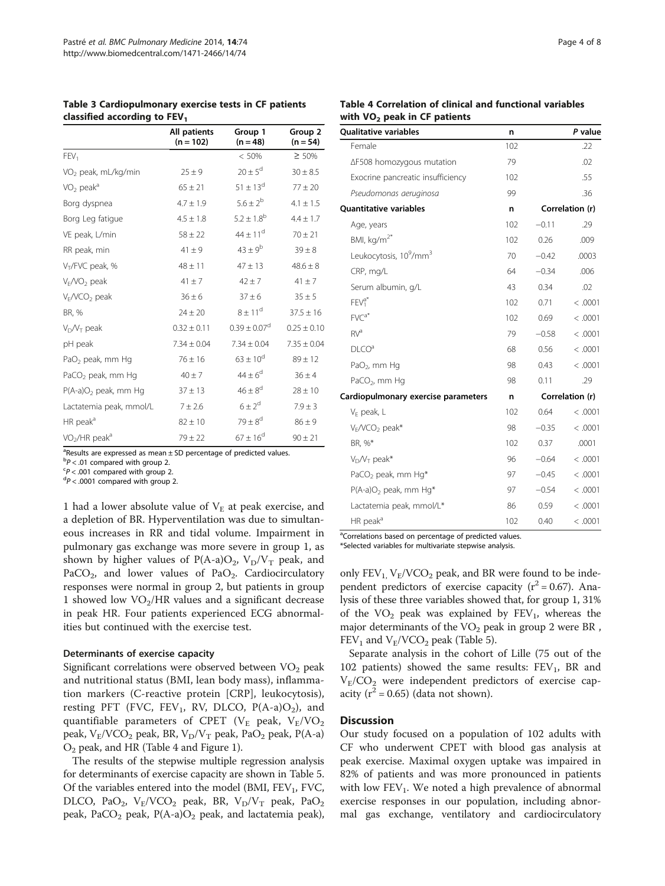**Table 3 Cardiopulmonary exercise tests in CF patients classified according to $FEV_1$**

| | All patients (n = 102) | Group 1 (n = 48) | Group 2 (n = 54) |
|---|---|---|---|
| $FEV_1$ | | < 50% | ≥ 50% |
| $VO_2$ peak, mL/kg/min | 25 ± 9 | 20 ± 5[d] | 30 ± 8.5 |
| $VO_2$ peak[a] | 65 ± 21 | 51 ± 13[d] | 77 ± 20 |
| Borg dyspnea | 4.7 ± 1.9 | 5.6 ± 2[b] | 4.1 ± 1.5 |
| Borg Leg fatigue | 4.5 ± 1.8 | 5.2 ± 1.8[b] | 4.4 ± 1.7 |
| VE peak, L/min | 58 ± 22 | 44 ± 11[d] | 70 ± 21 |
| RR peak, min | 41 ± 9 | 43 ± 9[b] | 39 ± 8 |
| $V_T$/FVC peak, % | 48 ± 11 | 47 ± 13 | 48.6 ± 8 |
| $V_E/VO_2$ peak | 41 ± 7 | 42 ± 7 | 41 ± 7 |
| $V_E/VCO_2$ peak | 36 ± 6 | 37 ± 6 | 35 ± 5 |
| BR, % | 24 ± 20 | 8 ± 11[d] | 37.5 ± 16 |
| $V_D/V_T$ peak | 0.32 ± 0.11 | 0.39 ± 0.07[d] | 0.25 ± 0.10 |
| pH peak | 7.34 ± 0.04 | 7.34 ± 0.04 | 7.35 ± 0.04 |
| $PaO_2$ peak, mm Hg | 76 ± 16 | 63 ± 10[d] | 89 ± 12 |
| $PaCO_2$ peak, mm Hg | 40 ± 7 | 44 ± 6[d] | 36 ± 4 |
| $P(A\text{-}a)O_2$ peak, mm Hg | 37 ± 13 | 46 ± 8[d] | 28 ± 10 |
| Lactatemia peak, mmol/L | 7 ± 2.6 | 6 ± 2[d] | 7.9 ± 3 |
| HR peak[a] | 82 ± 10 | 79 ± 8[d] | 86 ± 9 |
| $VO_2$/HR peak[a] | 79 ± 22 | 67 ± 16[d] | 90 ± 21 |

[a]Results are expressed as mean ± SD percentage of predicted values.
[b]$P < .01$ compared with group 2.
[c]$P < .001$ compared with group 2.
[d]$P < .0001$ compared with group 2.

1 had a lower absolute value of $V_E$ at peak exercise, and a depletion of BR. Hyperventilation was due to simultaneous increases in RR and tidal volume. Impairment in pulmonary gas exchange was more severe in group 1, as shown by higher values of $P(A\text{-}a)O_2$, $V_D/V_T$ peak, and $PaCO_2$, and lower values of $PaO_2$. Cardiocirculatory responses were normal in group 2, but patients in group 1 showed low $VO_2$/HR values and a significant decrease in peak HR. Four patients experienced ECG abnormalities but continued with the exercise test.

### Determinants of exercise capacity

Significant correlations were observed between $VO_2$ peak and nutritional status (BMI, lean body mass), inflammation markers (C-reactive protein [CRP], leukocytosis), resting PFT (FVC, $FEV_1$, RV, DLCO, $P(A\text{-}a)O_2$), and quantifiable parameters of CPET ($V_E$ peak, $V_E/VO_2$ peak, $V_E/VCO_2$ peak, BR, $V_D/V_T$ peak, $PaO_2$ peak, $P(A\text{-}a)O_2$ peak, and HR (Table 4 and Figure 1).

The results of the stepwise multiple regression analysis for determinants of exercise capacity are shown in Table 5. Of the variables entered into the model (BMI, $FEV_1$, FVC, DLCO, $PaO_2$, $V_E/VCO_2$ peak, BR, $V_D/V_T$ peak, $PaO_2$ peak, $PaCO_2$ peak, $P(A\text{-}a)O_2$ peak, and lactatemia peak),

**Table 4 Correlation of clinical and functional variables with $VO_2$ peak in CF patients**

| Qualitative variables | n | | P value |
|---|---|---|---|
| Female | 102 | | .22 |
| ΔF508 homozygous mutation | 79 | | .02 |
| Exocrine pancreatic insufficiency | 102 | | .55 |
| *Pseudomonas aeruginosa* | 99 | | .36 |
| **Quantitative variables** | **n** | **Correlation (r)** | |
| Age, years | 102 | −0.11 | .29 |
| BMI, kg/m[2]* | 102 | 0.26 | .009 |
| Leukocytosis, $10^9$/mm[3] | 70 | −0.42 | .0003 |
| CRP, mg/L | 64 | −0.34 | .006 |
| Serum albumin, g/L | 43 | 0.34 | .02 |
| $FEV_1$[a]* | 102 | 0.71 | < .0001 |
| FVC[a]* | 102 | 0.69 | < .0001 |
| RV[a] | 79 | −0.58 | < .0001 |
| DLCO[a] | 68 | 0.56 | < .0001 |
| $PaO_2$, mm Hg | 98 | 0.43 | < .0001 |
| $PaCO_2$, mm Hg | 98 | 0.11 | .29 |
| **Cardiopulmonary exercise parameters** | **n** | **Correlation (r)** | |
| $V_E$ peak, L | 102 | 0.64 | < .0001 |
| $V_E/VCO_2$ peak* | 98 | −0.35 | < .0001 |
| BR, %* | 102 | 0.37 | .0001 |
| $V_D/V_T$ peak* | 96 | −0.64 | < .0001 |
| $PaCO_2$ peak, mm Hg* | 97 | −0.45 | < .0001 |
| $P(A\text{-}a)O_2$ peak, mm Hg* | 97 | −0.54 | < .0001 |
| Lactatemia peak, mmol/L* | 86 | 0.59 | < .0001 |
| HR peak[a] | 102 | 0.40 | < .0001 |

[a]Correlations based on percentage of predicted values.
*Selected variables for multivariate stepwise analysis.

only $FEV_1$, $V_E/VCO_2$ peak, and BR were found to be independent predictors of exercise capacity ($r^2 = 0.67$). Analysis of these three variables showed that, for group 1, 31% of the $VO_2$ peak was explained by $FEV_1$, whereas the major determinants of the $VO_2$ peak in group 2 were BR, $FEV_1$ and $V_E/VCO_2$ peak (Table 5).

Separate analysis in the cohort of Lille (75 out of the 102 patients) showed the same results: $FEV_1$, BR and $V_E/CO_2$ were independent predictors of exercise capacity ($r^2 = 0.65$) (data not shown).

## Discussion

Our study focused on a population of 102 adults with CF who underwent CPET with blood gas analysis at peak exercise. Maximal oxygen uptake was impaired in 82% of patients and was more pronounced in patients with low $FEV_1$. We noted a high prevalence of abnormal exercise responses in our population, including abnormal gas exchange, ventilatory and cardiocirculatory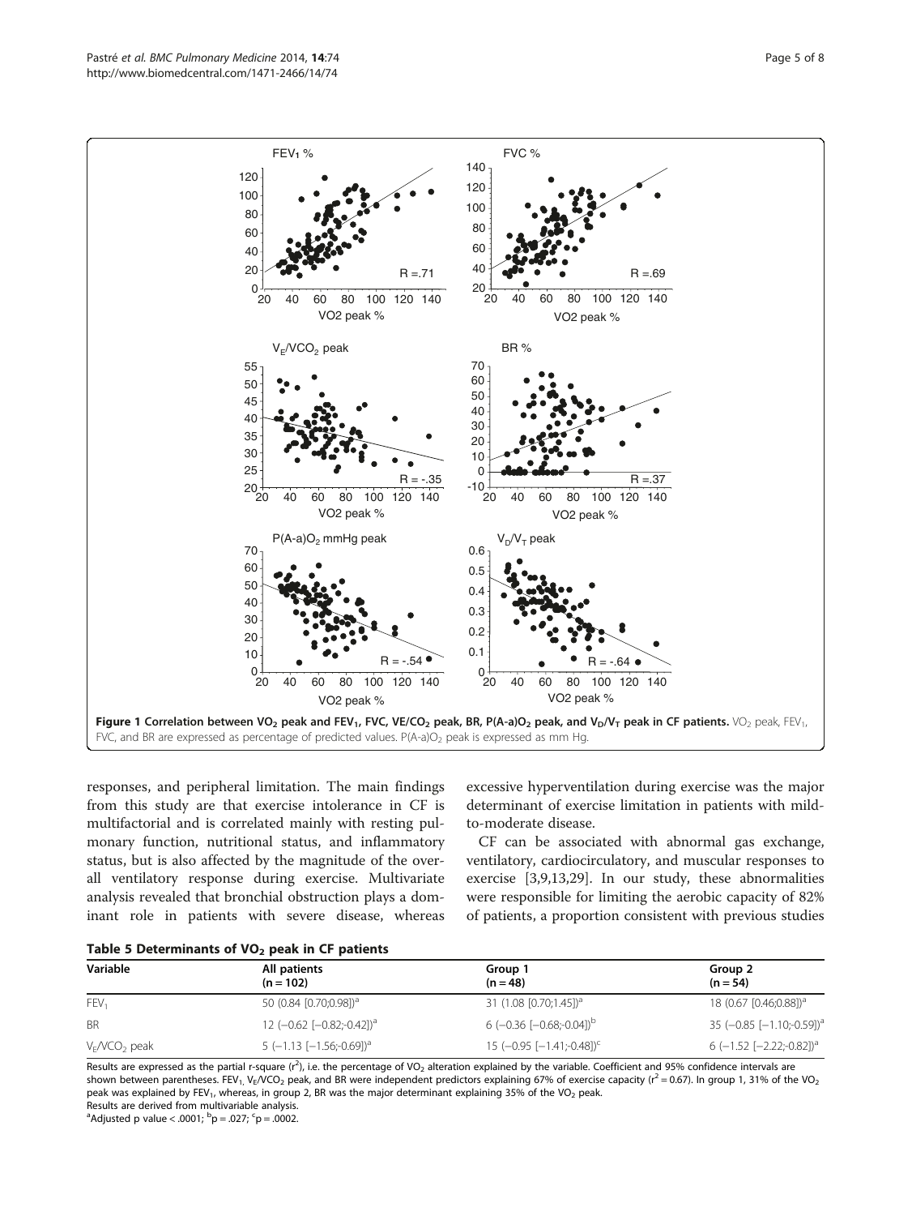FEV₁ %

R =.71

VO2 peak %

FVC %

R =.69

VO2 peak %

$V_E/VCO_2$ peak

R = -.35

VO2 peak %

BR %

R =.37

VO2 peak %

$P(A-a)O_2$ mmHg peak

R = -.54

VO2 peak %

$V_D/V_T$ peak

R = -.64

VO2 peak %

**Figure 1 Correlation between $VO_2$ peak and $FEV_1$, FVC, $VE/CO_2$ peak, BR, $P(A-a)O_2$ peak, and $V_D/V_T$ peak in CF patients.** $VO_2$ peak, $FEV_1$, FVC, and BR are expressed as percentage of predicted values. $P(A-a)O_2$ peak is expressed as mm Hg.

responses, and peripheral limitation. The main findings from this study are that exercise intolerance in CF is multifactorial and is correlated mainly with resting pulmonary function, nutritional status, and inflammatory status, but is also affected by the magnitude of the overall ventilatory response during exercise. Multivariate analysis revealed that bronchial obstruction plays a dominant role in patients with severe disease, whereas excessive hyperventilation during exercise was the major determinant of exercise limitation in patients with mild-to-moderate disease.

CF can be associated with abnormal gas exchange, ventilatory, cardiocirculatory, and muscular responses to exercise [3,9,13,29]. In our study, these abnormalities were responsible for limiting the aerobic capacity of 82% of patients, a proportion consistent with previous studies

**Table 5 Determinants of $VO_2$ peak in CF patients**

| Variable | All patients (n = 102) | Group 1 (n = 48) | Group 2 (n = 54) |
|---|---|---|---|
| $FEV_1$ | 50 (0.84 [0.70;0.98])[a] | 31 (1.08 [0.70;1.45])[a] | 18 (0.67 [0.46;0.88])[a] |
| BR | 12 (−0.62 [−0.82;-0.42])[a] | 6 (−0.36 [−0.68;-0.04])[b] | 35 (−0.85 [−1.10;-0.59])[a] |
| $V_E/VCO_2$ peak | 5 (−1.13 [−1.56;-0.69])[a] | 15 (−0.95 [−1.41;-0.48])[c] | 6 (−1.52 [−2.22;-0.82])[a] |

Results are expressed as the partial r-square ($r^2$), i.e. the percentage of $VO_2$ alteration explained by the variable. Coefficient and 95% confidence intervals are shown between parentheses. $FEV_1$, $V_E/VCO_2$ peak, and BR were independent predictors explaining 67% of exercise capacity ($r^2 = 0.67$). In group 1, 31% of the $VO_2$ peak was explained by $FEV_1$, whereas, in group 2, BR was the major determinant explaining 35% of the $VO_2$ peak.
Results are derived from multivariable analysis.
[a]Adjusted p value < .0001; [b]p = .027; [c]p = .0002.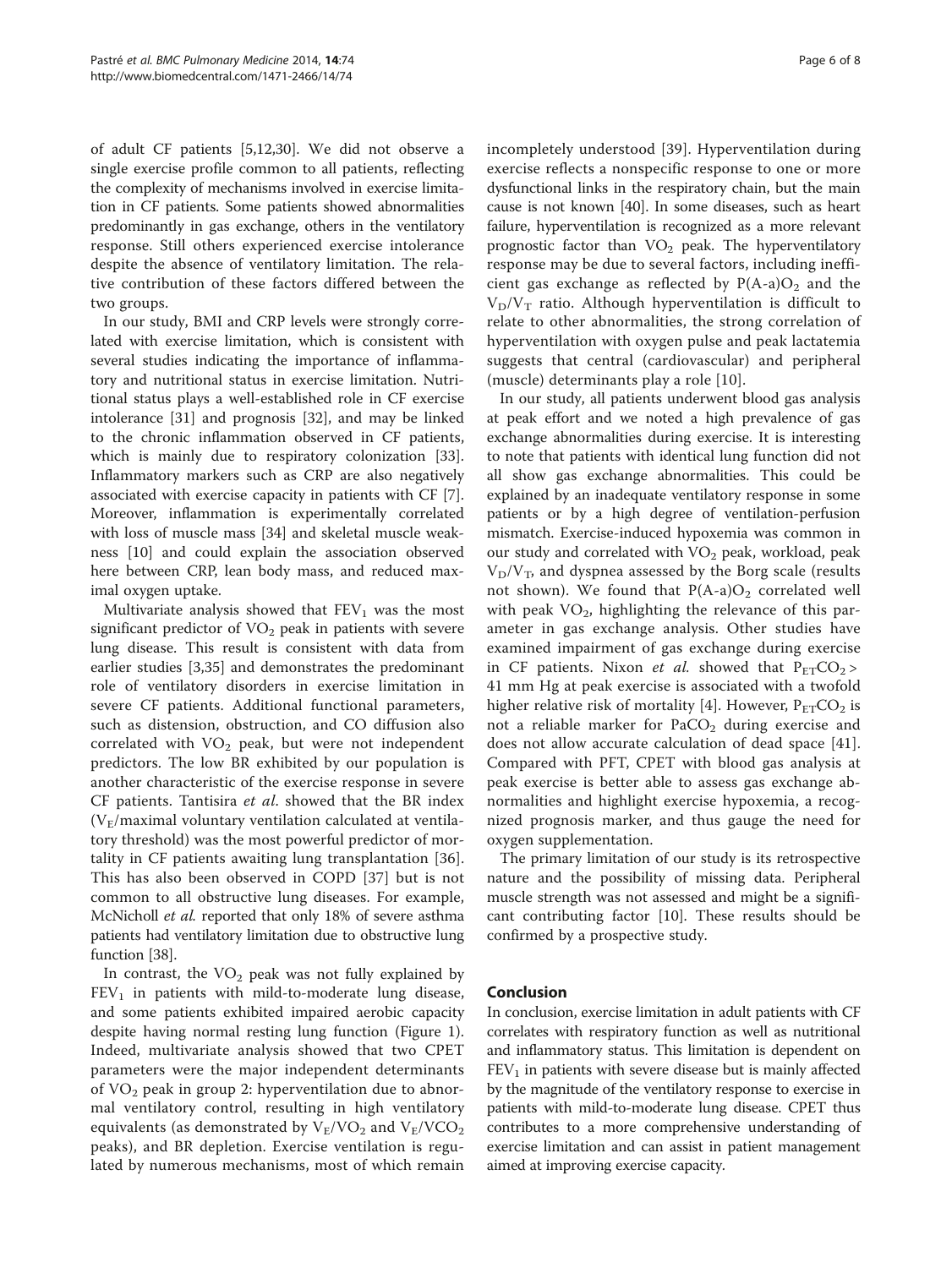of adult CF patients [5,12,30]. We did not observe a single exercise profile common to all patients, reflecting the complexity of mechanisms involved in exercise limitation in CF patients. Some patients showed abnormalities predominantly in gas exchange, others in the ventilatory response. Still others experienced exercise intolerance despite the absence of ventilatory limitation. The relative contribution of these factors differed between the two groups.

In our study, BMI and CRP levels were strongly correlated with exercise limitation, which is consistent with several studies indicating the importance of inflammatory and nutritional status in exercise limitation. Nutritional status plays a well-established role in CF exercise intolerance [31] and prognosis [32], and may be linked to the chronic inflammation observed in CF patients, which is mainly due to respiratory colonization [33]. Inflammatory markers such as CRP are also negatively associated with exercise capacity in patients with CF [7]. Moreover, inflammation is experimentally correlated with loss of muscle mass [34] and skeletal muscle weakness [10] and could explain the association observed here between CRP, lean body mass, and reduced maximal oxygen uptake.

Multivariate analysis showed that $FEV_1$ was the most significant predictor of $VO_2$ peak in patients with severe lung disease. This result is consistent with data from earlier studies [3,35] and demonstrates the predominant role of ventilatory disorders in exercise limitation in severe CF patients. Additional functional parameters, such as distension, obstruction, and CO diffusion also correlated with $VO_2$ peak, but were not independent predictors. The low BR exhibited by our population is another characteristic of the exercise response in severe CF patients. Tantisira *et al*. showed that the BR index ($V_E$/maximal voluntary ventilation calculated at ventilatory threshold) was the most powerful predictor of mortality in CF patients awaiting lung transplantation [36]. This has also been observed in COPD [37] but is not common to all obstructive lung diseases. For example, McNicholl *et al.* reported that only 18% of severe asthma patients had ventilatory limitation due to obstructive lung function [38].

In contrast, the $VO_2$ peak was not fully explained by $FEV_1$ in patients with mild-to-moderate lung disease, and some patients exhibited impaired aerobic capacity despite having normal resting lung function (Figure 1). Indeed, multivariate analysis showed that two CPET parameters were the major independent determinants of $VO_2$ peak in group 2: hyperventilation due to abnormal ventilatory control, resulting in high ventilatory equivalents (as demonstrated by $V_E/VO_2$ and $V_E/VCO_2$ peaks), and BR depletion. Exercise ventilation is regulated by numerous mechanisms, most of which remain incompletely understood [39]. Hyperventilation during exercise reflects a nonspecific response to one or more dysfunctional links in the respiratory chain, but the main cause is not known [40]. In some diseases, such as heart failure, hyperventilation is recognized as a more relevant prognostic factor than $VO_2$ peak. The hyperventilatory response may be due to several factors, including inefficient gas exchange as reflected by $P(A\text{-}a)O_2$ and the $V_D/V_T$ ratio. Although hyperventilation is difficult to relate to other abnormalities, the strong correlation of hyperventilation with oxygen pulse and peak lactatemia suggests that central (cardiovascular) and peripheral (muscle) determinants play a role [10].

In our study, all patients underwent blood gas analysis at peak effort and we noted a high prevalence of gas exchange abnormalities during exercise. It is interesting to note that patients with identical lung function did not all show gas exchange abnormalities. This could be explained by an inadequate ventilatory response in some patients or by a high degree of ventilation-perfusion mismatch. Exercise-induced hypoxemia was common in our study and correlated with $VO_2$ peak, workload, peak $V_D/V_T$, and dyspnea assessed by the Borg scale (results not shown). We found that $P(A\text{-}a)O_2$ correlated well with peak $VO_2$, highlighting the relevance of this parameter in gas exchange analysis. Other studies have examined impairment of gas exchange during exercise in CF patients. Nixon *et al.* showed that $P_{ET}CO_2 >$ 41 mm Hg at peak exercise is associated with a twofold higher relative risk of mortality [4]. However, $P_{ET}CO_2$ is not a reliable marker for $PaCO_2$ during exercise and does not allow accurate calculation of dead space [41]. Compared with PFT, CPET with blood gas analysis at peak exercise is better able to assess gas exchange abnormalities and highlight exercise hypoxemia, a recognized prognosis marker, and thus gauge the need for oxygen supplementation.

The primary limitation of our study is its retrospective nature and the possibility of missing data. Peripheral muscle strength was not assessed and might be a significant contributing factor [10]. These results should be confirmed by a prospective study.

## Conclusion

In conclusion, exercise limitation in adult patients with CF correlates with respiratory function as well as nutritional and inflammatory status. This limitation is dependent on $FEV_1$ in patients with severe disease but is mainly affected by the magnitude of the ventilatory response to exercise in patients with mild-to-moderate lung disease. CPET thus contributes to a more comprehensive understanding of exercise limitation and can assist in patient management aimed at improving exercise capacity.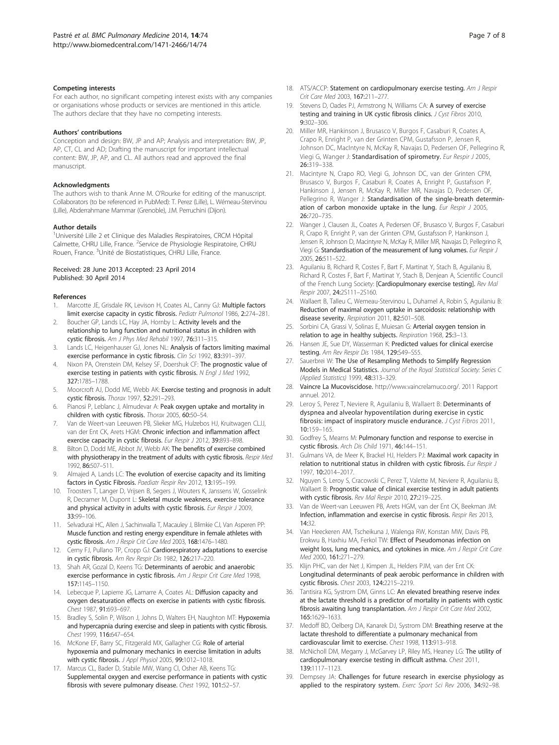### Competing interests

For each author, no significant competing interest exists with any companies or organisations whose products or services are mentioned in this article. The authors declare that they have no competing interests.

### Authors' contributions

Conception and design: BW, JP and AP; Analysis and interpretation: BW, JP, AP, CT, CL and AD; Drafting the manuscript for important intellectual content: BW, JP, AP, and CL. All authors read and approved the final manuscript.

### Acknowledgments

The authors wish to thank Anne M. O'Rourke for editing of the manuscript. Collaborators (to be referenced in PubMed): T. Perez (Lille), L. Wémeau-Stervinou (Lille), Abderrahmane Mammar (Grenoble), J.M. Perruchini (Dijon).

### Author details

[1]Université Lille 2 et Clinique des Maladies Respiratoires, CRCM Hôpital Calmette, CHRU Lille, France. [2]Service de Physiologie Respiratoire, CHRU Rouen, France. [3]Unité de Biostatistiques, CHRU Lille, France.

Received: 28 June 2013 Accepted: 23 April 2014
Published: 30 April 2014

### References

1. Marcotte JE, Grisdale RK, Levison H, Coates AL, Canny GJ: **Multiple factors limit exercise capacity in cystic fibrosis.** *Pediatr Pulmonol* 1986, **2**:274–281.
2. Boucher GP, Lands LC, Hay JA, Hornby L: **Activity levels and the relationship to lung function and nutritional status in children with cystic fibrosis.** *Am J Phys Med Rehabil* 1997, **76**:311–315.
3. Lands LC, Heigenhauser GJ, Jones NL: **Analysis of factors limiting maximal exercise performance in cystic fibrosis.** *Clin Sci* 1992, **83**:391–397.
4. Nixon PA, Orenstein DM, Kelsey SF, Doershuk CF: **The prognostic value of exercise testing in patients with cystic fibrosis.** *N Engl J Med* 1992, **327**:1785–1788.
5. Moorcroft AJ, Dodd ME, Webb AK: **Exercise testing and prognosis in adult cystic fibrosis.** *Thorax* 1997, **52**:291–293.
6. Pianosi P, Leblanc J, Almudevar A: **Peak oxygen uptake and mortality in children with cystic fibrosis.** *Thorax* 2005, **60**:50–54.
7. Van de Weert-van Leeuwen PB, Slieker MG, Hulzebos HJ, Kruitwagen CLJJ, van der Ent CK, Arets HGM: **Chronic infection and inflammation affect exercise capacity in cystic fibrosis.** *Eur Respir J* 2012, **39**:893–898.
8. Bilton D, Dodd ME, Abbot JV, Webb AK: **The benefits of exercise combined with physiotherapy in the treatment of adults with cystic fibrosis.** *Respir Med* 1992, **86**:507–511.
9. Almajed A, Lands LC: **The evolution of exercise capacity and its limiting factors in Cystic Fibrosis.** *Paediatr Respir Rev* 2012, **13**:195–199.
10. Troosters T, Langer D, Vrijsen B, Segers J, Wouters K, Janssens W, Gosselink R, Decramer M, Dupont L: **Skeletal muscle weakness, exercise tolerance and physical activity in adults with cystic fibrosis.** *Eur Respir J* 2009, **33**:99–106.
11. Selvadurai HC, Allen J, Sachinwalla T, Macauley J, Blimkie CJ, Van Asperen PP: **Muscle function and resting energy expenditure in female athletes with cystic fibrosis.** *Am J Respir Crit Care Med* 2003, **168**:1476–1480.
12. Cerny FJ, Pullano TP, Cropp GJ: **Cardiorespiratory adaptations to exercise in cystic fibrosis.** *Am Rev Respir Dis* 1982, **126**:217–220.
13. Shah AR, Gozal D, Keens TG: **Determinants of aerobic and anaerobic exercise performance in cystic fibrosis.** *Am J Respir Crit Care Med* 1998, **157**:1145–1150.
14. Lebecque P, Lapierre JG, Lamarre A, Coates AL: **Diffusion capacity and oxygen desaturation effects on exercise in patients with cystic fibrosis.** *Chest* 1987, **91**:693–697.
15. Bradley S, Solin P, Wilson J, Johns D, Walters EH, Naughton MT: **Hypoxemia and hypercapnia during exercise and sleep in patients with cystic fibrosis.** *Chest* 1999, **116**:647–654.
16. McKone EF, Barry SC, Fitzgerald MX, Gallagher CG: **Role of arterial hypoxemia and pulmonary mechanics in exercise limitation in adults with cystic fibrosis.** *J Appl Physiol* 2005, **99**:1012–1018.
17. Marcus CL, Bader D, Stabile MW, Wang CI, Osher AB, Keens TG: **Supplemental oxygen and exercise performance in patients with cystic fibrosis with severe pulmonary disease.** *Chest* 1992, **101**:52–57.
18. ATS/ACCP: **Statement on cardiopulmonary exercise testing.** *Am J Respir Crit Care Med* 2003, **167**:211–277.
19. Stevens D, Oades PJ, Armstrong N, Williams CA: **A survey of exercise testing and training in UK cystic fibrosis clinics.** *J Cyst Fibros* 2010, **9**:302–306.
20. Miller MR, Hankinson J, Brusasco V, Burgos F, Casaburi R, Coates A, Crapo R, Enright P, van der Grinten CPM, Gustafsson P, Jensen R, Johnson DC, MacIntyre N, McKay R, Navajas D, Pedersen OF, Pellegrino R, Viegi G, Wanger J: **Standardisation of spirometry.** *Eur Respir J* 2005, **26**:319–338.
21. Macintyre N, Crapo RO, Viegi G, Johnson DC, van der Grinten CPM, Brusasco V, Burgos F, Casaburi R, Coates A, Enright P, Gustafsson P, Hankinson J, Jensen R, McKay R, Miller MR, Navajas D, Pedersen OF, Pellegrino R, Wanger J: **Standardisation of the single-breath determination of carbon monoxide uptake in the lung.** *Eur Respir J* 2005, **26**:720–735.
22. Wanger J, Clausen JL, Coates A, Pedersen OF, Brusasco V, Burgos F, Casaburi R, Crapo R, Enright P, van der Grinten CPM, Gustafsson P, Hankinson J, Jensen R, Johnson D, Macintyre N, McKay R, Miller MR, Navajas D, Pellegrino R, Viegi G: **Standardisation of the measurement of lung volumes.** *Eur Respir J* 2005, **26**:511–522.
23. Aguilaniu B, Richard R, Costes F, Bart F, Martinat Y, Stach B, Aguilaniu B, Richard R, Costes F, Bart F, Martinat Y, Stach B, Denjean A, Scientific Council of the French Lung Society: **[Cardiopulmonary exercise testing].** *Rev Mal Respir* 2007, **24**:2S111–2S160.
24. Wallaert B, Talleu C, Wemeau-Stervinou L, Duhamel A, Robin S, Aguilaniu B: **Reduction of maximal oxygen uptake in sarcoidosis: relationship with disease severity.** *Respiration* 2011, **82**:501–508.
25. Sorbini CA, Grassi V, Solinas E, Muiesan G: **Arterial oxygen tension in relation to age in healthy subjects.** *Respiration* 1968, **25**:3–13.
26. Hansen JE, Sue DY, Wasserman K: **Predicted values for clinical exercise testing.** *Am Rev Respir Dis* 1984, **129**:S49–S55.
27. Sauerbrei W: **The Use of Resampling Methods to Simplify Regression Models in Medical Statistics.** *Journal of the Royal Statistical Society: Series C (Applied Statistics)* 1999, **48**:313–329.
28. **Vaincre La Mucoviscidose.** http://www.vaincrelamuco.org/. 2011 Rapport annuel. 2012.
29. Leroy S, Perez T, Neviere R, Aguilaniu B, Wallaert B: **Determinants of dyspnea and alveolar hypoventilation during exercise in cystic fibrosis: impact of inspiratory muscle endurance.** *J Cyst Fibros* 2011, **10**:159–165.
30. Godfrey S, Mearns M: **Pulmonary function and response to exercise in cystic fibrosis.** *Arch Dis Child* 1971, **46**:144–151.
31. Gulmans VA, de Meer K, Brackel HJ, Helders PJ: **Maximal work capacity in relation to nutritional status in children with cystic fibrosis.** *Eur Respir J* 1997, **10**:2014–2017.
32. Nguyen S, Leroy S, Cracowski C, Perez T, Valette M, Neviere R, Aguilaniu B, Wallaert B: **Prognostic value of clinical exercise testing in adult patients with cystic fibrosis.** *Rev Mal Respir* 2010, **27**:219–225.
33. Van de Weert-van Leeuwen PB, Arets HGM, van der Ent CK, Beekman JM: **Infection, inflammation and exercise in cystic fibrosis.** *Respir Res* 2013, **14**:32.
34. Van Heeckeren AM, Tscheikuna J, Walenga RW, Konstan MW, Davis PB, Erokwu B, Haxhiu MA, Ferkol TW: **Effect of Pseudomonas infection on weight loss, lung mechanics, and cytokines in mice.** *Am J Respir Crit Care Med* 2000, **161**:271–279.
35. Klijn PHC, van der Net J, Kimpen JL, Helders PJM, van der Ent CK: **Longitudinal determinants of peak aerobic performance in children with cystic fibrosis.** *Chest* 2003, **124**:2215–2219.
36. Tantisira KG, Systrom DM, Ginns LC: **An elevated breathing reserve index at the lactate threshold is a predictor of mortality in patients with cystic fibrosis awaiting lung transplantation.** *Am J Respir Crit Care Med* 2002, **165**:1629–1633.
37. Medoff BD, Oelberg DA, Kanarek DJ, Systrom DM: **Breathing reserve at the lactate threshold to differentiate a pulmonary mechanical from cardiovascular limit to exercise.** *Chest* 1998, **113**:913–918.
38. McNicholl DM, Megarry J, McGarvey LP, Riley MS, Heaney LG: **The utility of cardiopulmonary exercise testing in difficult asthma.** *Chest* 2011, **139**:1117–1123.
39. Dempsey JA: **Challenges for future research in exercise physiology as applied to the respiratory system.** *Exerc Sport Sci Rev* 2006, **34**:92–98.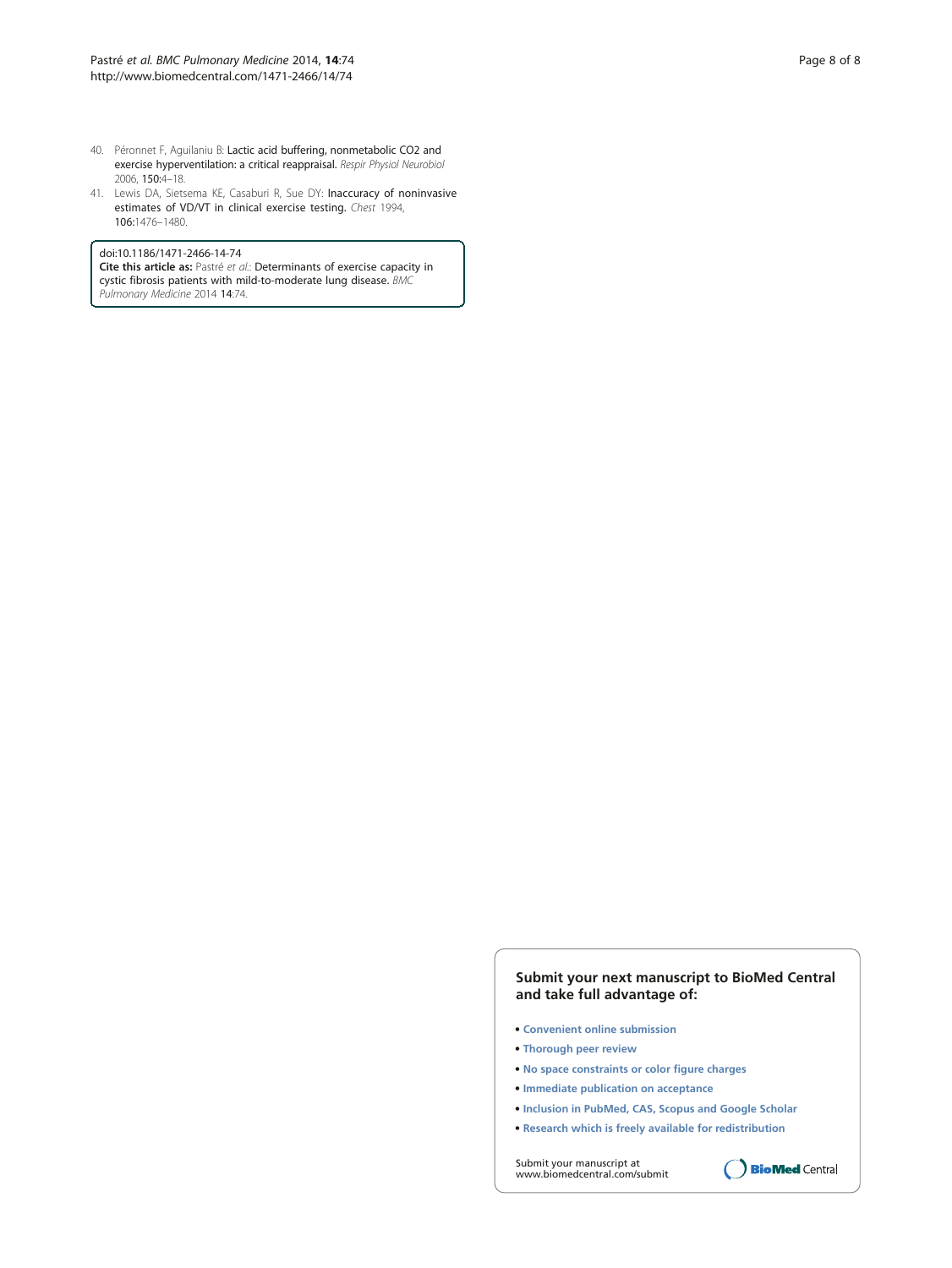40. Péronnet F, Aguilaniu B: **Lactic acid buffering, nonmetabolic CO2 and exercise hyperventilation: a critical reappraisal.** *Respir Physiol Neurobiol* 2006, **150**:4–18.
41. Lewis DA, Sietsema KE, Casaburi R, Sue DY: **Inaccuracy of noninvasive estimates of VD/VT in clinical exercise testing.** *Chest* 1994, **106**:1476–1480.

doi:10.1186/1471-2466-14-74
**Cite this article as:** Pastré *et al.*: Determinants of exercise capacity in cystic fibrosis patients with mild-to-moderate lung disease. *BMC Pulmonary Medicine* 2014 **14**:74.

**Submit your next manuscript to BioMed Central and take full advantage of:**

- **Convenient online submission**
- **Thorough peer review**
- **No space constraints or color figure charges**
- **Immediate publication on acceptance**
- **Inclusion in PubMed, CAS, Scopus and Google Scholar**
- **Research which is freely available for redistribution**

Submit your manuscript at
www.biomedcentral.com/submit

BioMed Central